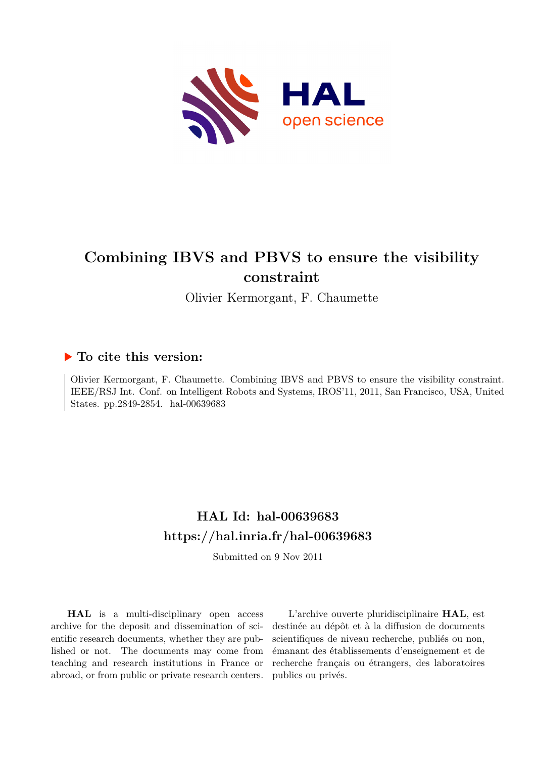# Combining IBVS and PBVS to ensure the visibility constraint

Olivier Kermorgant, F. Chaumette

## ▶ To cite this version:

Olivier Kermorgant, F. Chaumette. Combining IBVS and PBVS to ensure the visibility constraint. IEEE/RSJ Int. Conf. on Intelligent Robots and Systems, IROS'11, 2011, San Francisco, USA, United States. pp.2849-2854. hal-00639683

## HAL Id: hal-00639683
## https://hal.inria.fr/hal-00639683

Submitted on 9 Nov 2011

**HAL** is a multi-disciplinary open access archive for the deposit and dissemination of scientific research documents, whether they are published or not. The documents may come from teaching and research institutions in France or abroad, or from public or private research centers.

L'archive ouverte pluridisciplinaire **HAL**, est destinée au dépôt et à la diffusion de documents scientifiques de niveau recherche, publiés ou non, émanant des établissements d'enseignement et de recherche français ou étrangers, des laboratoires publics ou privés.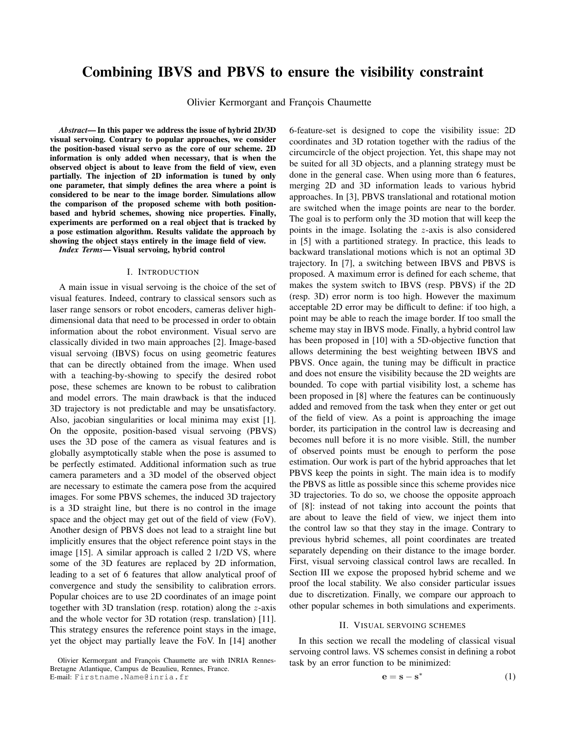# Combining IBVS and PBVS to ensure the visibility constraint

Olivier Kermorgant and François Chaumette

***Abstract*— In this paper we address the issue of hybrid 2D/3D visual servoing. Contrary to popular approaches, we consider the position-based visual servo as the core of our scheme. 2D information is only added when necessary, that is when the observed object is about to leave from the field of view, even partially. The injection of 2D information is tuned by only one parameter, that simply defines the area where a point is considered to be near to the image border. Simulations allow the comparison of the proposed scheme with both position-based and hybrid schemes, showing nice properties. Finally, experiments are performed on a real object that is tracked by a pose estimation algorithm. Results validate the approach by showing the object stays entirely in the image field of view.**

***Index Terms*— Visual servoing, hybrid control**

## I. INTRODUCTION

A main issue in visual servoing is the choice of the set of visual features. Indeed, contrary to classical sensors such as laser range sensors or robot encoders, cameras deliver high-dimensional data that need to be processed in order to obtain information about the robot environment. Visual servo are classically divided in two main approaches [2]. Image-based visual servoing (IBVS) focus on using geometric features that can be directly obtained from the image. When used with a teaching-by-showing to specify the desired robot pose, these schemes are known to be robust to calibration and model errors. The main drawback is that the induced 3D trajectory is not predictable and may be unsatisfactory. Also, jacobian singularities or local minima may exist [1]. On the opposite, position-based visual servoing (PBVS) uses the 3D pose of the camera as visual features and is globally asymptotically stable when the pose is assumed to be perfectly estimated. Additional information such as true camera parameters and a 3D model of the observed object are necessary to estimate the camera pose from the acquired images. For some PBVS schemes, the induced 3D trajectory is a 3D straight line, but there is no control in the image space and the object may get out of the field of view (FoV). Another design of PBVS does not lead to a straight line but implicitly ensures that the object reference point stays in the image [15]. A similar approach is called 2 1/2D VS, where some of the 3D features are replaced by 2D information, leading to a set of 6 features that allow analytical proof of convergence and study the sensibility to calibration errors. Popular choices are to use 2D coordinates of an image point together with 3D translation (resp. rotation) along the $z$-axis and the whole vector for 3D rotation (resp. translation) [11]. This strategy ensures the reference point stays in the image, yet the object may partially leave the FoV. In [14] another 6-feature-set is designed to cope the visibility issue: 2D coordinates and 3D rotation together with the radius of the circumcircle of the object projection. Yet, this shape may not be suited for all 3D objects, and a planning strategy must be done in the general case. When using more than 6 features, merging 2D and 3D information leads to various hybrid approaches. In [3], PBVS translational and rotational motion are switched when the image points are near to the border. The goal is to perform only the 3D motion that will keep the points in the image. Isolating the $z$-axis is also considered in [5] with a partitioned strategy. In practice, this leads to backward translational motions which is not an optimal 3D trajectory. In [7], a switching between IBVS and PBVS is proposed. A maximum error is defined for each scheme, that makes the system switch to IBVS (resp. PBVS) if the 2D (resp. 3D) error norm is too high. However the maximum acceptable 2D error may be difficult to define: if too high, a point may be able to reach the image border. If too small the scheme may stay in IBVS mode. Finally, a hybrid control law has been proposed in [10] with a 5D-objective function that allows determining the best weighting between IBVS and PBVS. Once again, the tuning may be difficult in practice and does not ensure the visibility because the 2D weights are bounded. To cope with partial visibility lost, a scheme has been proposed in [8] where the features can be continuously added and removed from the task when they enter or get out of the field of view. As a point is approaching the image border, its participation in the control law is decreasing and becomes null before it is no more visible. Still, the number of observed points must be enough to perform the pose estimation. Our work is part of the hybrid approaches that let PBVS keep the points in sight. The main idea is to modify the PBVS as little as possible since this scheme provides nice 3D trajectories. To do so, we choose the opposite approach of [8]: instead of not taking into account the points that are about to leave the field of view, we inject them into the control law so that they stay in the image. Contrary to previous hybrid schemes, all point coordinates are treated separately depending on their distance to the image border. First, visual servoing classical control laws are recalled. In Section III we expose the proposed hybrid scheme and we proof the local stability. We also consider particular issues due to discretization. Finally, we compare our approach to other popular schemes in both simulations and experiments.

## II. VISUAL SERVOING SCHEMES

In this section we recall the modeling of classical visual servoing control laws. VS schemes consist in defining a robot task by an error function to be minimized:

$$\mathbf{e} = \mathbf{s} - \mathbf{s}^* \tag{1}$$

Olivier Kermorgant and François Chaumette are with INRIA Rennes-Bretagne Atlantique, Campus de Beaulieu, Rennes, France.
E-mail: Firstname.Name@inria.fr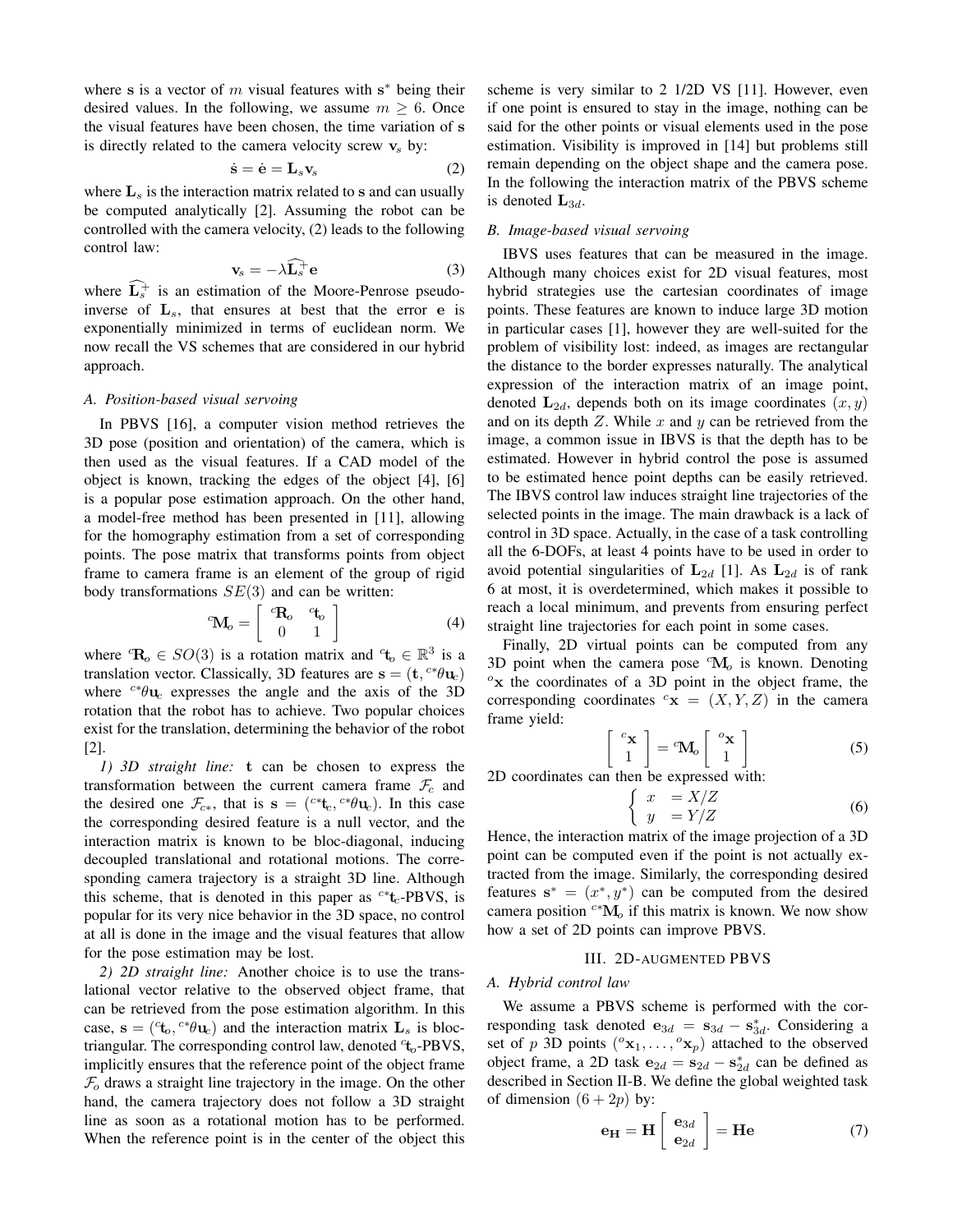where $\mathbf{s}$ is a vector of $m$ visual features with $\mathbf{s}^*$ being their desired values. In the following, we assume $m \geq 6$. Once the visual features have been chosen, the time variation of $\mathbf{s}$ is directly related to the camera velocity screw $\mathbf{v}_s$ by:

$$\dot{\mathbf{s}} = \dot{\mathbf{e}} = \mathbf{L}_s \mathbf{v}_s \tag{2}$$

where $\mathbf{L}_s$ is the interaction matrix related to $\mathbf{s}$ and can usually be computed analytically [2]. Assuming the robot can be controlled with the camera velocity, (2) leads to the following control law:

$$\mathbf{v}_s = -\lambda \widehat{\mathbf{L}_s^+} \mathbf{e} \tag{3}$$

where $\widehat{\mathbf{L}_s^+}$ is an estimation of the Moore-Penrose pseudo-inverse of $\mathbf{L}_s$, that ensures at best that the error $\mathbf{e}$ is exponentially minimized in terms of euclidean norm. We now recall the VS schemes that are considered in our hybrid approach.

### A. Position-based visual servoing

In PBVS [16], a computer vision method retrieves the 3D pose (position and orientation) of the camera, which is then used as the visual features. If a CAD model of the object is known, tracking the edges of the object [4], [6] is a popular pose estimation approach. On the other hand, a model-free method has been presented in [11], allowing for the homography estimation from a set of corresponding points. The pose matrix that transforms points from object frame to camera frame is an element of the group of rigid body transformations $SE(3)$ and can be written:

$$^{c}\mathbf{M}_o = \begin{bmatrix} ^{c}\mathbf{R}_o & ^{c}\mathbf{t}_o \\ 0 & 1 \end{bmatrix} \tag{4}$$

where $^{c}\mathbf{R}_o \in SO(3)$ is a rotation matrix and $^{c}\mathbf{t}_o \in \mathbb{R}^3$ is a translation vector. Classically, 3D features are $\mathbf{s} = (\mathbf{t}, {}^{c*}\theta\mathbf{u}_c)$ where ${}^{c*}\theta\mathbf{u}_c$ expresses the angle and the axis of the 3D rotation that the robot has to achieve. Two popular choices exist for the translation, determining the behavior of the robot [2].

*1) 3D straight line:* $\mathbf{t}$ can be chosen to express the transformation between the current camera frame $\mathcal{F}_c$ and the desired one $\mathcal{F}_{c*}$, that is $\mathbf{s} = ({}^{c*}\mathbf{t}_c, {}^{c*}\theta\mathbf{u}_c)$. In this case the corresponding desired feature is a null vector, and the interaction matrix is known to be bloc-diagonal, inducing decoupled translational and rotational motions. The corresponding camera trajectory is a straight 3D line. Although this scheme, that is denoted in this paper as ${}^{c*}\mathbf{t}_c$-PBVS, is popular for its very nice behavior in the 3D space, no control at all is done in the image and the visual features that allow for the pose estimation may be lost.

*2) 2D straight line:* Another choice is to use the translational vector relative to the observed object frame, that can be retrieved from the pose estimation algorithm. In this case, $\mathbf{s} = ({}^{c}\mathbf{t}_o, {}^{c*}\theta\mathbf{u}_c)$ and the interaction matrix $\mathbf{L}_s$ is bloc-triangular. The corresponding control law, denoted ${}^{c}\mathbf{t}_o$-PBVS, implicitly ensures that the reference point of the object frame $\mathcal{F}_o$ draws a straight line trajectory in the image. On the other hand, the camera trajectory does not follow a 3D straight line as soon as a rotational motion has to be performed. When the reference point is in the center of the object this scheme is very similar to 2 1/2D VS [11]. However, even if one point is ensured to stay in the image, nothing can be said for the other points or visual elements used in the pose estimation. Visibility is improved in [14] but problems still remain depending on the object shape and the camera pose. In the following the interaction matrix of the PBVS scheme is denoted $\mathbf{L}_{3d}$.

### B. Image-based visual servoing

IBVS uses features that can be measured in the image. Although many choices exist for 2D visual features, most hybrid strategies use the cartesian coordinates of image points. These features are known to induce large 3D motion in particular cases [1], however they are well-suited for the problem of visibility lost: indeed, as images are rectangular the distance to the border expresses naturally. The analytical expression of the interaction matrix of an image point, denoted $\mathbf{L}_{2d}$, depends both on its image coordinates $(x, y)$ and on its depth $Z$. While $x$ and $y$ can be retrieved from the image, a common issue in IBVS is that the depth has to be estimated. However in hybrid control the pose is assumed to be estimated hence point depths can be easily retrieved. The IBVS control law induces straight line trajectories of the selected points in the image. The main drawback is a lack of control in 3D space. Actually, in the case of a task controlling all the 6-DOFs, at least 4 points have to be used in order to avoid potential singularities of $\mathbf{L}_{2d}$ [1]. As $\mathbf{L}_{2d}$ is of rank 6 at most, it is overdetermined, which makes it possible to reach a local minimum, and prevents from ensuring perfect straight line trajectories for each point in some cases.

Finally, 2D virtual points can be computed from any 3D point when the camera pose $^{c}\mathbf{M}_o$ is known. Denoting $^{o}\mathbf{x}$ the coordinates of a 3D point in the object frame, the corresponding coordinates $^{c}\mathbf{x} = (X, Y, Z)$ in the camera frame yield:

$$\begin{bmatrix} ^{c}\mathbf{x} \\ 1 \end{bmatrix} = {}^{c}\mathbf{M}_o \begin{bmatrix} ^{o}\mathbf{x} \\ 1 \end{bmatrix} \tag{5}$$

2D coordinates can then be expressed with:

$$\begin{cases} x &= X/Z \\ y &= Y/Z \end{cases} \tag{6}$$

Hence, the interaction matrix of the image projection of a 3D point can be computed even if the point is not actually extracted from the image. Similarly, the corresponding desired features $\mathbf{s}^* = (x^*, y^*)$ can be computed from the desired camera position ${}^{c*}\mathbf{M}_o$ if this matrix is known. We now show how a set of 2D points can improve PBVS.

## III. 2D-AUGMENTED PBVS

### A. Hybrid control law

We assume a PBVS scheme is performed with the corresponding task denoted $\mathbf{e}_{3d} = \mathbf{s}_{3d} - \mathbf{s}_{3d}^*$. Considering a set of $p$ 3D points $({}^{o}\mathbf{x}_1, \dots, {}^{o}\mathbf{x}_p)$ attached to the observed object frame, a 2D task $\mathbf{e}_{2d} = \mathbf{s}_{2d} - \mathbf{s}_{2d}^*$ can be defined as described in Section II-B. We define the global weighted task of dimension $(6 + 2p)$ by:

$$\mathbf{e_H} = \mathbf{H} \begin{bmatrix} \mathbf{e}_{3d} \\ \mathbf{e}_{2d} \end{bmatrix} = \mathbf{He} \tag{7}$$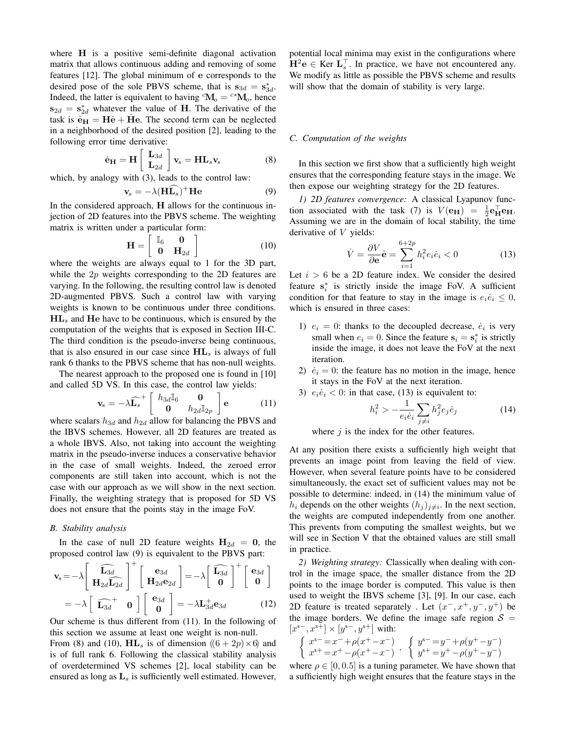where $\mathbf{H}$ is a positive semi-definite diagonal activation matrix that allows continuous adding and removing of some features [12]. The global minimum of $\mathbf{e}$ corresponds to the desired pose of the sole PBVS scheme, that is $\mathbf{s}_{3d} = \mathbf{s}^*_{3d}$. Indeed, the latter is equivalent to having ${}^c\mathbf{M}_o = {}^{c*}\mathbf{M}_o$, hence $\mathbf{s}_{2d} = \mathbf{s}^*_{2d}$ whatever the value of $\mathbf{H}$. The derivative of the task is $\dot{\mathbf{e}}_\mathbf{H} = \mathbf{H}\dot{\mathbf{e}} + \dot{\mathbf{H}}\mathbf{e}$. The second term can be neglected in a neighborhood of the desired position [2], leading to the following error time derivative:

$$\dot{\mathbf{e}}_\mathbf{H} = \mathbf{H} \begin{bmatrix} \mathbf{L}_{3d} \\ \mathbf{L}_{2d} \end{bmatrix} \mathbf{v}_s = \mathbf{H}\mathbf{L}_s\mathbf{v}_s \tag{8}$$

which, by analogy with (3), leads to the control law:

$$\mathbf{v}_s = -\lambda(\mathbf{H}\widehat{\mathbf{L}_s})^+\mathbf{H}\mathbf{e} \tag{9}$$

In the considered approach, $\mathbf{H}$ allows for the continuous injection of 2D features into the PBVS scheme. The weighting matrix is written under a particular form:

$$\mathbf{H} = \begin{bmatrix} \mathbb{I}_6 & \mathbf{0} \\ \mathbf{0} & \mathbf{H}_{2d} \end{bmatrix} \tag{10}$$

where the weights are always equal to 1 for the 3D part, while the $2p$ weights corresponding to the 2D features are varying. In the following, the resulting control law is denoted 2D-augmented PBVS. Such a control law with varying weights is known to be continuous under three conditions. $\mathbf{H}\mathbf{L}_s$ and $\mathbf{H}\mathbf{e}$ have to be continuous, which is ensured by the computation of the weights that is exposed in Section III-C. The third condition is the pseudo-inverse being continuous, that is also ensured in our case since $\mathbf{H}\mathbf{L}_s$ is always of full rank 6 thanks to the PBVS scheme that has non-null weights.

The nearest approach to the proposed one is found in [10] and called 5D VS. In this case, the control law yields:

$$\mathbf{v}_s = -\lambda\widehat{\mathbf{L}_s}^+ \begin{bmatrix} h_{3d}\mathbb{I}_6 & \mathbf{0} \\ \mathbf{0} & h_{2d}\mathbb{I}_{2p} \end{bmatrix} \mathbf{e} \tag{11}$$

where scalars $h_{3d}$ and $h_{2d}$ allow for balancing the PBVS and the IBVS schemes. However, all 2D features are treated as a whole IBVS. Also, not taking into account the weighting matrix in the pseudo-inverse induces a conservative behavior in the case of small weights. Indeed, the zeroed error components are still taken into account, which is not the case with our approach as we will show in the next section. Finally, the weighting strategy that is proposed for 5D VS does not ensure that the points stay in the image FoV.

### B. Stability analysis

In the case of null 2D feature weights $\mathbf{H}_{2d} = \mathbf{0}$, the proposed control law (9) is equivalent to the PBVS part:

$$\begin{aligned}\mathbf{v}_s &= -\lambda \begin{bmatrix} \widehat{\mathbf{L}_{3d}} \\ \mathbf{H}_{2d}\widehat{\mathbf{L}_{2d}} \end{bmatrix}^+ \begin{bmatrix} \mathbf{e}_{3d} \\ \mathbf{H}_{2d}\mathbf{e}_{2d} \end{bmatrix} = -\lambda \begin{bmatrix} \widehat{\mathbf{L}_{3d}} \\ \mathbf{0} \end{bmatrix}^+ \begin{bmatrix} \mathbf{e}_{3d} \\ \mathbf{0} \end{bmatrix} \\ &= -\lambda \begin{bmatrix} \widehat{\mathbf{L}_{3d}}^+ & \mathbf{0} \end{bmatrix} \begin{bmatrix} \mathbf{e}_{3d} \\ \mathbf{0} \end{bmatrix} = -\lambda\mathbf{L}_{3d}^+\mathbf{e}_{3d} \end{aligned} \tag{12}$$

Our scheme is thus different from (11). In the following of this section we assume at least one weight is non-null.

From (8) and (10), $\mathbf{H}\mathbf{L}_s$ is of dimension $((6+2p)\times 6)$ and is of full rank 6. Following the classical stability analysis of overdetermined VS schemes [2], local stability can be ensured as long as $\mathbf{L}_s$ is sufficiently well estimated. However, potential local minima may exist in the configurations where $\mathbf{H}^2\mathbf{e} \in \text{Ker } \mathbf{L}_s^\top$. In practice, we have not encountered any. We modify as little as possible the PBVS scheme and results will show that the domain of stability is very large.

### C. Computation of the weights

In this section we first show that a sufficiently high weight ensures that the corresponding feature stays in the image. We then expose our weighting strategy for the 2D features.

*1) 2D features convergence:* A classical Lyapunov function associated with the task (7) is $V(\mathbf{e}_\mathbf{H}) = \frac{1}{2}\mathbf{e}_\mathbf{H}^\top\mathbf{e}_\mathbf{H}$. Assuming we are in the domain of local stability, the time derivative of $V$ yields:

$$\dot{V} = \frac{\partial V}{\partial \mathbf{e}}\dot{\mathbf{e}} = \sum_{i=1}^{6+2p} h_i^2 e_i \dot{e}_i < 0 \tag{13}$$

Let $i > 6$ be a 2D feature index. We consider the desired feature $\mathbf{s}^*_i$ is strictly inside the image FoV. A sufficient condition for that feature to stay in the image is $e_i\dot{e}_i \leq 0$, which is ensured in three cases:

1) $e_i = 0$: thanks to the decoupled decrease, $\dot{e}_i$ is very small when $e_i = 0$. Since the feature $\mathbf{s}_i = \mathbf{s}^*_i$ is strictly inside the image, it does not leave the FoV at the next iteration.
2) $\dot{e}_i = 0$: the feature has no motion in the image, hence it stays in the FoV at the next iteration.
3) $e_i\dot{e}_i < 0$: in that case, (13) is equivalent to:

$$h_i^2 > -\frac{1}{e_i\dot{e}_i}\sum_{j\neq i} h_j^2 e_j \dot{e}_j \tag{14}$$

where $j$ is the index for the other features.

At any position there exists a sufficiently high weight that prevents an image point from leaving the field of view. However, when several feature points have to be considered simultaneously, the exact set of sufficient values may not be possible to determine: indeed, in (14) the minimum value of $h_i$ depends on the other weights $(h_j)_{j\neq i}$. In the next section, the weights are computed independently from one another. This prevents from computing the smallest weights, but we will see in Section V that the obtained values are still small in practice.

*2) Weighting strategy:* Classically when dealing with control in the image space, the smaller distance from the 2D points to the image border is computed. This value is then used to weight the IBVS scheme [3], [9]. In our case, each 2D feature is treated separately . Let $(x^-, x^+, y^-, y^+)$ be the image borders. We define the image safe region $\mathcal{S} = [x^{s-}, x^{s+}] \times [y^{s-}, y^{s+}]$ with:

$$\begin{cases} x^{s-} = x^- + \rho(x^+ - x^-) \\ x^{s+} = x^+ - \rho(x^+ - x^-) \end{cases}, \quad \begin{cases} y^{s-} = y^- + \rho(y^+ - y^-) \\ y^{s+} = y^+ - \rho(y^+ - y^-) \end{cases}$$

where $\rho \in [0, 0.5]$ is a tuning parameter. We have shown that a sufficiently high weight ensures that the feature stays in the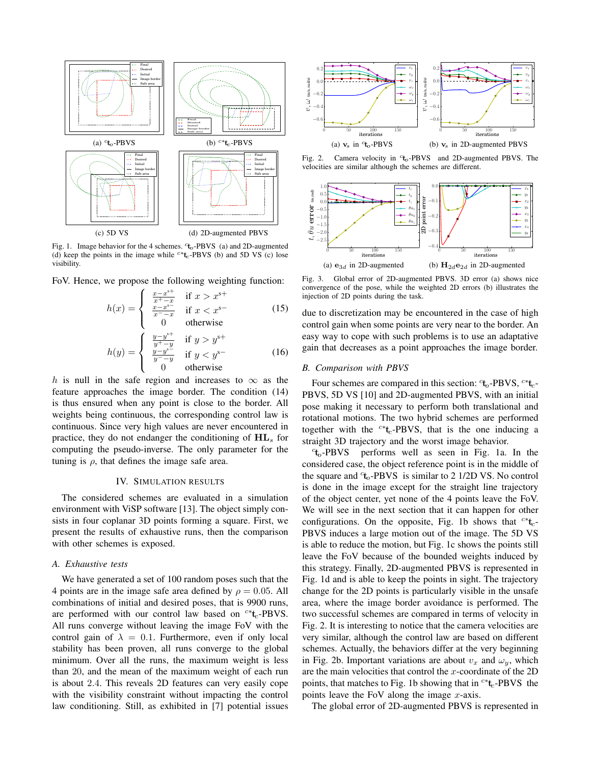(a) ${}^{c}\mathbf{t}_o$-PBVS

(b) ${}^{c*}\mathbf{t}_c$-PBVS

(c) 5D VS

(d) 2D-augmented PBVS

Fig. 1. Image behavior for the 4 schemes. ${}^{c}\mathbf{t}_o$-PBVS (a) and 2D-augmented (d) keep the points in the image while ${}^{c*}\mathbf{t}_c$-PBVS (b) and 5D VS (c) lose visibility.

FoV. Hence, we propose the following weighting function:

$$h(x) = \begin{cases} \frac{x - x^{s+}}{x^{+} - x} & \text{if } x > x^{s+} \\ \frac{x - x^{s-}}{x^{-} - x} & \text{if } x < x^{s-} \\ 0 & \text{otherwise} \end{cases} \tag{15}$$

$$h(y) = \begin{cases} \frac{y - y^{s+}}{y^{+} - y} & \text{if } y > y^{s+} \\ \frac{y - y^{s-}}{y^{-} - y} & \text{if } y < y^{s-} \\ 0 & \text{otherwise} \end{cases} \tag{16}$$

$h$ is null in the safe region and increases to $\infty$ as the feature approaches the image border. The condition (14) is thus ensured when any point is close to the border. All weights being continuous, the corresponding control law is continuous. Since very high values are never encountered in practice, they do not endanger the conditioning of $\mathbf{HL}_s$ for computing the pseudo-inverse. The only parameter for the tuning is $\rho$, that defines the image safe area.

## IV. Simulation Results

The considered schemes are evaluated in a simulation environment with ViSP software [13]. The object simply consists in four coplanar 3D points forming a square. First, we present the results of exhaustive runs, then the comparison with other schemes is exposed.

### A. Exhaustive tests

We have generated a set of 100 random poses such that the 4 points are in the image safe area defined by $\rho = 0.05$. All combinations of initial and desired poses, that is 9900 runs, are performed with our control law based on ${}^{c*}\mathbf{t}_c$-PBVS. All runs converge without leaving the image FoV with the control gain of $\lambda = 0.1$. Furthermore, even if only local stability has been proven, all runs converge to the global minimum. Over all the runs, the maximum weight is less than 20, and the mean of the maximum weight of each run is about 2.4. This reveals 2D features can very easily cope with the visibility constraint without impacting the control law conditioning. Still, as exhibited in [7] potential issues due to discretization may be encountered in the case of high control gain when some points are very near to the border. An easy way to cope with such problems is to use an adaptative gain that decreases as a point approaches the image border.

(a) $\mathbf{v}_s$ in ${}^{c}\mathbf{t}_o$-PBVS

(b) $\mathbf{v}_s$ in 2D-augmented PBVS

Fig. 2. Camera velocity in ${}^{c}\mathbf{t}_o$-PBVS and 2D-augmented PBVS. The velocities are similar although the schemes are different.

(a) $\mathbf{e}_{3d}$ in 2D-augmented

(b) $\mathbf{H}_{2d}\mathbf{e}_{2d}$ in 2D-augmented

Fig. 3. Global error of 2D-augmented PBVS. 3D error (a) shows nice convergence of the pose, while the weighted 2D errors (b) illustrates the injection of 2D points during the task.

### B. Comparison with PBVS

Four schemes are compared in this section: ${}^{c}\mathbf{t}_o$-PBVS, ${}^{c*}\mathbf{t}_c$-PBVS, 5D VS [10] and 2D-augmented PBVS, with an initial pose making it necessary to perform both translational and rotational motions. The two hybrid schemes are performed together with the ${}^{c*}\mathbf{t}_c$-PBVS, that is the one inducing a straight 3D trajectory and the worst image behavior.

${}^{c}\mathbf{t}_o$-PBVS performs well as seen in Fig. 1a. In the considered case, the object reference point is in the middle of the square and ${}^{c}\mathbf{t}_o$-PBVS is similar to 2 1/2D VS. No control is done in the image except for the straight line trajectory of the object center, yet none of the 4 points leave the FoV. We will see in the next section that it can happen for other configurations. On the opposite, Fig. 1b shows that ${}^{c*}\mathbf{t}_c$-PBVS induces a large motion out of the image. The 5D VS is able to reduce the motion, but Fig. 1c shows the points still leave the FoV because of the bounded weights induced by this strategy. Finally, 2D-augmented PBVS is represented in Fig. 1d and is able to keep the points in sight. The trajectory change for the 2D points is particularly visible in the unsafe area, where the image border avoidance is performed. The two successful schemes are compared in terms of velocity in Fig. 2. It is interesting to notice that the camera velocities are very similar, although the control law are based on different schemes. Actually, the behaviors differ at the very beginning in Fig. 2b. Important variations are about $v_x$ and $\omega_y$, which are the main velocities that control the $x$-coordinate of the 2D points, that matches to Fig. 1b showing that in ${}^{c*}\mathbf{t}_c$-PBVS the points leave the FoV along the image $x$-axis.

The global error of 2D-augmented PBVS is represented in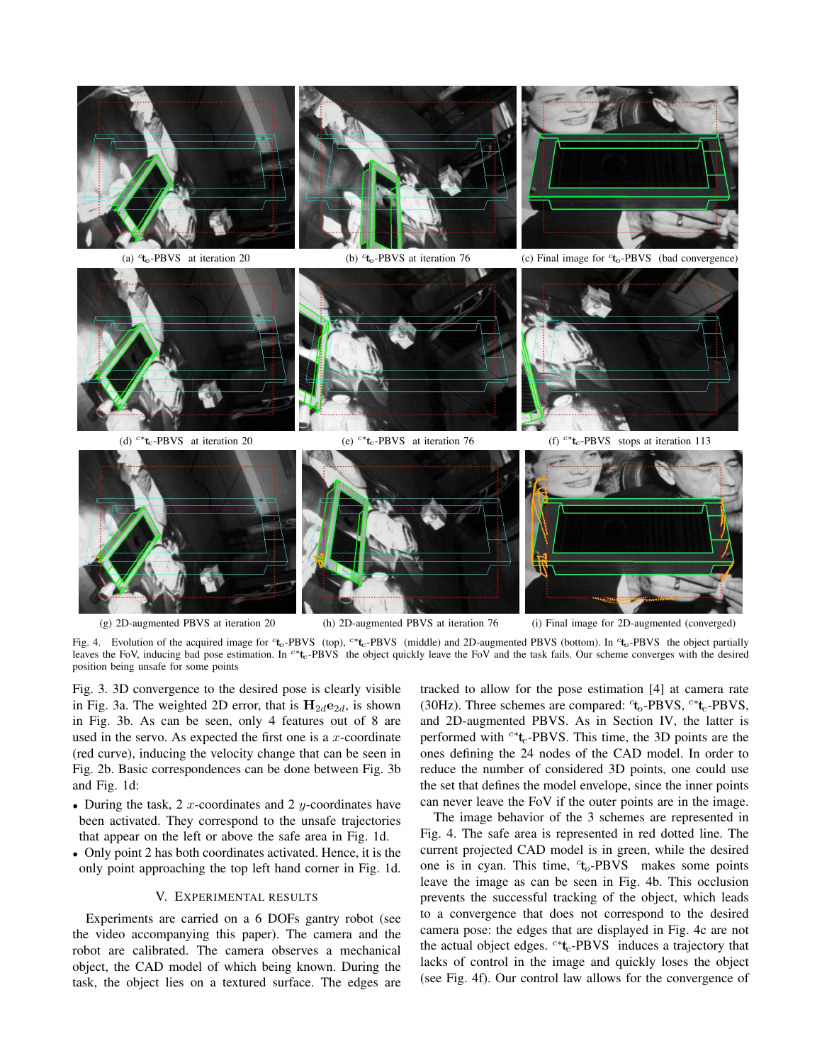(a) ${}^{c}\mathbf{t}_o$-PBVS at iteration 20

(b) ${}^{c}\mathbf{t}_o$-PBVS at iteration 76

(c) Final image for ${}^{c}\mathbf{t}_o$-PBVS (bad convergence)

(d) ${}^{c*}\mathbf{t}_c$-PBVS at iteration 20

(e) ${}^{c*}\mathbf{t}_c$-PBVS at iteration 76

(f) ${}^{c*}\mathbf{t}_c$-PBVS stops at iteration 113

(g) 2D-augmented PBVS at iteration 20

(h) 2D-augmented PBVS at iteration 76

(i) Final image for 2D-augmented (converged)

Fig. 4. Evolution of the acquired image for ${}^{c}\mathbf{t}_o$-PBVS (top), ${}^{c*}\mathbf{t}_c$-PBVS (middle) and 2D-augmented PBVS (bottom). In ${}^{c}\mathbf{t}_o$-PBVS the object partially leaves the FoV, inducing bad pose estimation. In ${}^{c*}\mathbf{t}_c$-PBVS the object quickly leave the FoV and the task fails. Our scheme converges with the desired position being unsafe for some points

Fig. 3. 3D convergence to the desired pose is clearly visible in Fig. 3a. The weighted 2D error, that is $\mathbf{H}_{2d}\mathbf{e}_{2d}$, is shown in Fig. 3b. As can be seen, only 4 features out of 8 are used in the servo. As expected the first one is a $x$-coordinate (red curve), inducing the velocity change that can be seen in Fig. 2b. Basic correspondences can be done between Fig. 3b and Fig. 1d:

- During the task, 2 $x$-coordinates and 2 $y$-coordinates have been activated. They correspond to the unsafe trajectories that appear on the left or above the safe area in Fig. 1d.
- Only point 2 has both coordinates activated. Hence, it is the only point approaching the top left hand corner in Fig. 1d.

## V. Experimental Results

Experiments are carried on a 6 DOFs gantry robot (see the video accompanying this paper). The camera and the robot are calibrated. The camera observes a mechanical object, the CAD model of which being known. During the task, the object lies on a textured surface. The edges are tracked to allow for the pose estimation [4] at camera rate (30Hz). Three schemes are compared: ${}^{c}\mathbf{t}_o$-PBVS, ${}^{c*}\mathbf{t}_c$-PBVS, and 2D-augmented PBVS. As in Section IV, the latter is performed with ${}^{c*}\mathbf{t}_c$-PBVS. This time, the 3D points are the ones defining the 24 nodes of the CAD model. In order to reduce the number of considered 3D points, one could use the set that defines the model envelope, since the inner points can never leave the FoV if the outer points are in the image.

The image behavior of the 3 schemes are represented in Fig. 4. The safe area is represented in red dotted line. The current projected CAD model is in green, while the desired one is in cyan. This time, ${}^{c}\mathbf{t}_o$-PBVS makes some points leave the image as can be seen in Fig. 4b. This occlusion prevents the successful tracking of the object, which leads to a convergence that does not correspond to the desired camera pose: the edges that are displayed in Fig. 4c are not the actual object edges. ${}^{c*}\mathbf{t}_c$-PBVS induces a trajectory that lacks of control in the image and quickly loses the object (see Fig. 4f). Our control law allows for the convergence of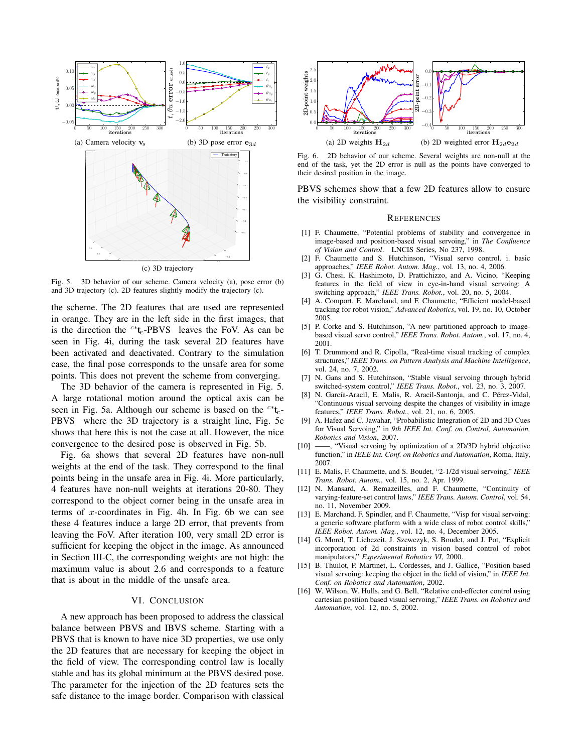(a) Camera velocity $\mathbf{v}_s$

(b) 3D pose error $\mathbf{e}_{3d}$

(c) 3D trajectory

Fig. 5. 3D behavior of our scheme. Camera velocity (a), pose error (b) and 3D trajectory (c). 2D features slightly modify the trajectory (c).

(a) 2D weights $\mathbf{H}_{2d}$

(b) 2D weighted error $\mathbf{H}_{2d}\mathbf{e}_{2d}$

Fig. 6. 2D behavior of our scheme. Several weights are non-null at the end of the task, yet the 2D error is null as the points have converged to their desired position in the image.

the scheme. The 2D features that are used are represented in orange. They are in the left side in the first images, that is the direction the ${}^{c*}\mathbf{t}_c$-PBVS leaves the FoV. As can be seen in Fig. 4i, during the task several 2D features have been activated and deactivated. Contrary to the simulation case, the final pose corresponds to the unsafe area for some points. This does not prevent the scheme from converging.

The 3D behavior of the camera is represented in Fig. 5. A large rotational motion around the optical axis can be seen in Fig. 5a. Although our scheme is based on the ${}^{c*}\mathbf{t}_c$-PBVS where the 3D trajectory is a straight line, Fig. 5c shows that here this is not the case at all. However, the nice convergence to the desired pose is observed in Fig. 5b.

Fig. 6a shows that several 2D features have non-null weights at the end of the task. They correspond to the final points being in the unsafe area in Fig. 4i. More particularly, 4 features have non-null weights at iterations 20-80. They correspond to the object corner being in the unsafe area in terms of $x$-coordinates in Fig. 4h. In Fig. 6b we can see these 4 features induce a large 2D error, that prevents from leaving the FoV. After iteration 100, very small 2D error is sufficient for keeping the object in the image. As announced in Section III-C, the corresponding weights are not high: the maximum value is about 2.6 and corresponds to a feature that is about in the middle of the unsafe area.

## VI. Conclusion

A new approach has been proposed to address the classical balance between PBVS and IBVS scheme. Starting with a PBVS that is known to have nice 3D properties, we use only the 2D features that are necessary for keeping the object in the field of view. The corresponding control law is locally stable and has its global minimum at the PBVS desired pose. The parameter for the injection of the 2D features sets the safe distance to the image border. Comparison with classical PBVS schemes show that a few 2D features allow to ensure the visibility constraint.

## References

[1] F. Chaumette, "Potential problems of stability and convergence in image-based and position-based visual servoing," in *The Confluence of Vision and Control*. LNCIS Series, No 237, 1998.

[2] F. Chaumette and S. Hutchinson, "Visual servo control. i. basic approaches," *IEEE Robot. Autom. Mag.*, vol. 13, no. 4, 2006.

[3] G. Chesi, K. Hashimoto, D. Prattichizzo, and A. Vicino, "Keeping features in the field of view in eye-in-hand visual servoing: A switching approach," *IEEE Trans. Robot.*, vol. 20, no. 5, 2004.

[4] A. Comport, E. Marchand, and F. Chaumette, "Efficient model-based tracking for robot vision," *Advanced Robotics*, vol. 19, no. 10, October 2005.

[5] P. Corke and S. Hutchinson, "A new partitioned approach to image-based visual servo control," *IEEE Trans. Robot. Autom.*, vol. 17, no. 4, 2001.

[6] T. Drummond and R. Cipolla, "Real-time visual tracking of complex structures," *IEEE Trans. on Pattern Analysis and Machine Intelligence*, vol. 24, no. 7, 2002.

[7] N. Gans and S. Hutchinson, "Stable visual servoing through hybrid switched-system control," *IEEE Trans. Robot.*, vol. 23, no. 3, 2007.

[8] N. García-Aracil, E. Malis, R. Aracil-Santonja, and C. Pérez-Vidal, "Continuous visual servoing despite the changes of visibility in image features," *IEEE Trans. Robot.*, vol. 21, no. 6, 2005.

[9] A. Hafez and C. Jawahar, "Probabilistic Integration of 2D and 3D Cues for Visual Servoing," in *9th IEEE Int. Conf. on Control, Automation, Robotics and Vision*, 2007.

[10] ——, "Visual servoing by optimization of a 2D/3D hybrid objective function," in *IEEE Int. Conf. on Robotics and Automation*, Roma, Italy, 2007.

[11] E. Malis, F. Chaumette, and S. Boudet, "2-1/2d visual servoing," *IEEE Trans. Robot. Autom.*, vol. 15, no. 2, Apr. 1999.

[12] N. Mansard, A. Remazeilles, and F. Chaumette, "Continuity of varying-feature-set control laws," *IEEE Trans. Autom. Control*, vol. 54, no. 11, November 2009.

[13] E. Marchand, F. Spindler, and F. Chaumette, "Visp for visual servoing: a generic software platform with a wide class of robot control skills," *IEEE Robot. Autom. Mag.*, vol. 12, no. 4, December 2005.

[14] G. Morel, T. Liebezeit, J. Szewczyk, S. Boudet, and J. Pot, "Explicit incorporation of 2d constraints in vision based control of robot manipulators," *Experimental Robotics VI*, 2000.

[15] B. Thuilot, P. Martinet, L. Cordesses, and J. Gallice, "Position based visual servoing: keeping the object in the field of vision," in *IEEE Int. Conf. on Robotics and Automation*, 2002.

[16] W. Wilson, W. Hulls, and G. Bell, "Relative end-effector control using cartesian position based visual servoing," *IEEE Trans. on Robotics and Automation*, vol. 12, no. 5, 2002.